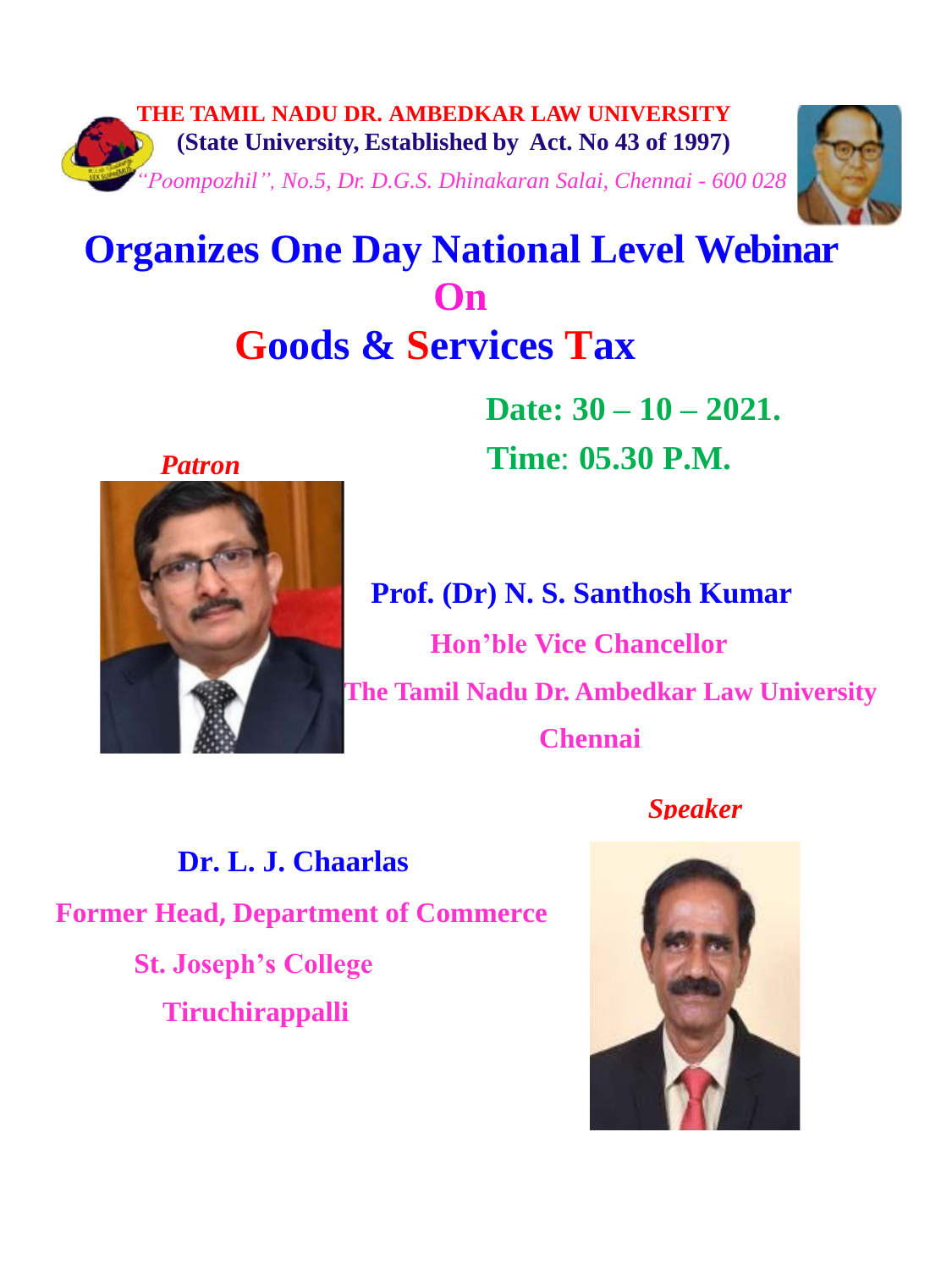**THE TAMIL NADU DR. AMBEDKAR LAW UNIVERSITY**

**(State University, Established by Act. No 43 of 1997)**

*"Poompozhil", No.5, Dr. D.G.S. Dhinakaran Salai, Chennai - 600 028*

# Organizes One Day National Level Webinar

## On

## Goods & Services Tax

**Date: 30 – 10 – 2021.**

**Time: 05.30 P.M.**

***Patron***

**Prof. (Dr) N. S. Santhosh Kumar**

**Hon'ble Vice Chancellor**

**The Tamil Nadu Dr. Ambedkar Law University**

**Chennai**

***Speaker***

**Dr. L. J. Chaarlas**

**Former Head, Department of Commerce**

**St. Joseph's College**

**Tiruchirappalli**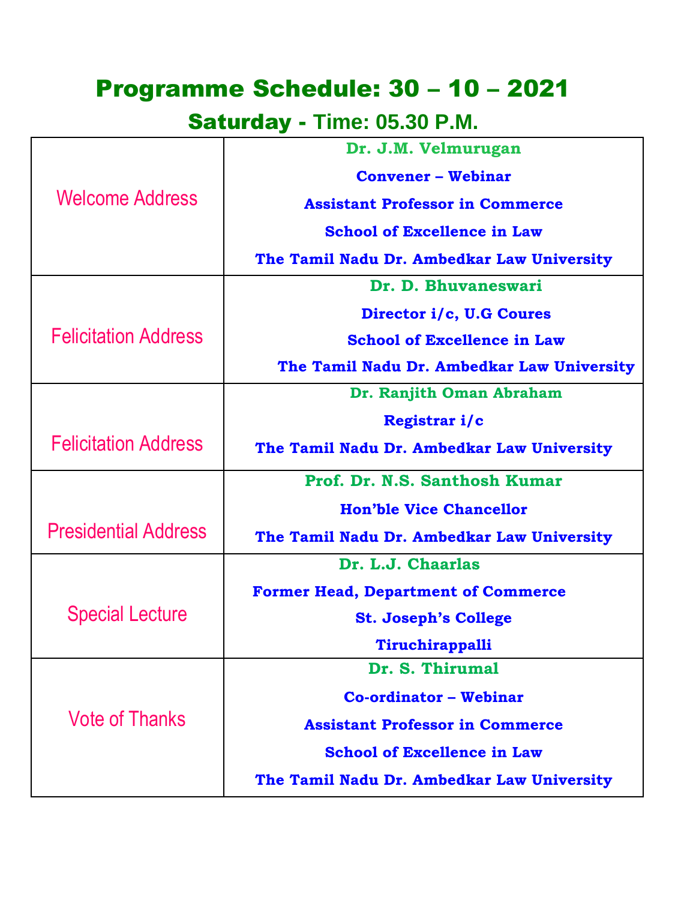# Programme Schedule: 30 – 10 – 2021

## Saturday - Time: 05.30 P.M.

| | |
|---|---|
| Welcome Address | **Dr. J.M. Velmurugan**<br>**Convener – Webinar**<br>**Assistant Professor in Commerce**<br>**School of Excellence in Law**<br>**The Tamil Nadu Dr. Ambedkar Law University** |
| Felicitation Address | **Dr. D. Bhuvaneswari**<br>**Director i/c, U.G Coures**<br>**School of Excellence in Law**<br>**The Tamil Nadu Dr. Ambedkar Law University** |
| Felicitation Address | **Dr. Ranjith Oman Abraham**<br>**Registrar i/c**<br>**The Tamil Nadu Dr. Ambedkar Law University** |
| Presidential Address | **Prof. Dr. N.S. Santhosh Kumar**<br>**Hon'ble Vice Chancellor**<br>**The Tamil Nadu Dr. Ambedkar Law University** |
| Special Lecture | **Dr. L.J. Chaarlas**<br>**Former Head, Department of Commerce**<br>**St. Joseph's College**<br>**Tiruchirappalli** |
| Vote of Thanks | **Dr. S. Thirumal**<br>**Co-ordinator – Webinar**<br>**Assistant Professor in Commerce**<br>**School of Excellence in Law**<br>**The Tamil Nadu Dr. Ambedkar Law University** |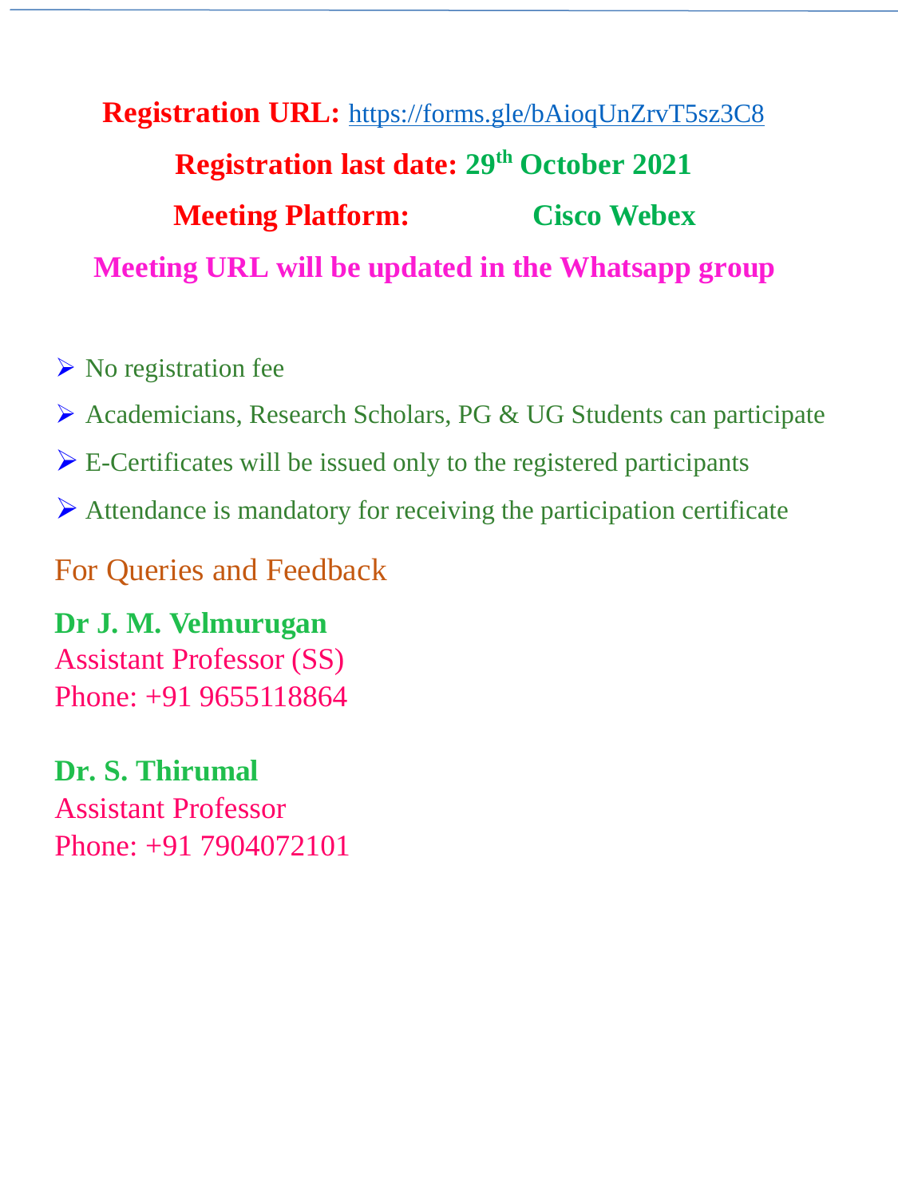**Registration URL:** https://forms.gle/bAioqUnZrvT5sz3C8

**Registration last date: 29th October 2021**

**Meeting Platform: Cisco Webex**

**Meeting URL will be updated in the Whatsapp group**

- No registration fee
- Academicians, Research Scholars, PG & UG Students can participate
- E-Certificates will be issued only to the registered participants
- Attendance is mandatory for receiving the participation certificate

For Queries and Feedback

**Dr J. M. Velmurugan**
Assistant Professor (SS)
Phone: +91 9655118864

**Dr. S. Thirumal**
Assistant Professor
Phone: +91 7904072101